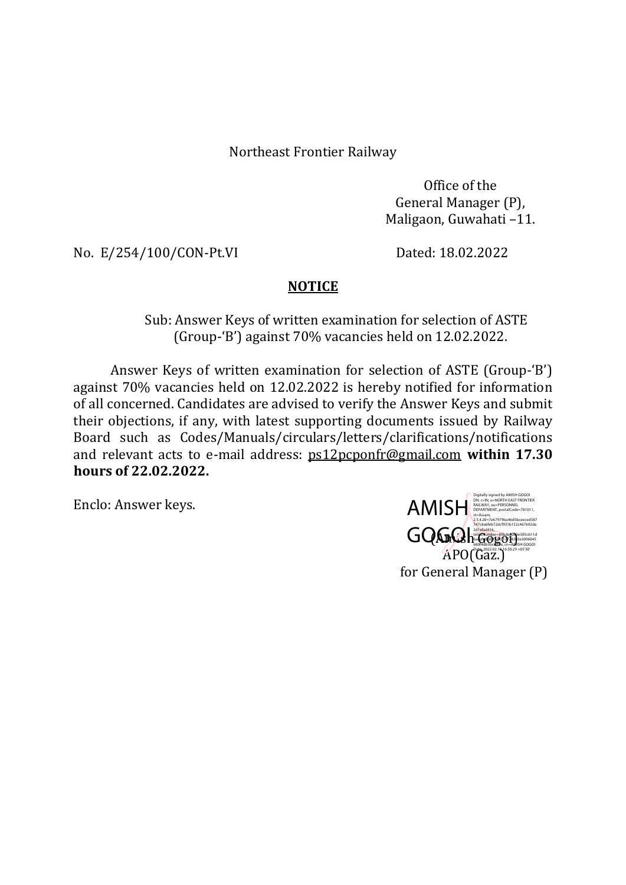Northeast Frontier Railway

Office of the
General Manager (P),
Maligaon, Guwahati –11.

No. E/254/100/CON-Pt.VI Dated: 18.02.2022

**NOTICE**

Sub: Answer Keys of written examination for selection of ASTE (Group-'B') against 70% vacancies held on 12.02.2022.

Answer Keys of written examination for selection of ASTE (Group-'B') against 70% vacancies held on 12.02.2022 is hereby notified for information of all concerned. Candidates are advised to verify the Answer Keys and submit their objections, if any, with latest supporting documents issued by Railway Board such as Codes/Manuals/circulars/letters/clarifications/notifications and relevant acts to e-mail address: ps12pcponfr@gmail.com **within 17.30 hours of 22.02.2022.**

Enclo: Answer keys.

AMISH GOGOI

Digitally signed by AMISH GOGOI
DN: c=IN, o=NORTH EAST FRONTIER RAILWAY, ou=PERSONNEL DEPARTMENT, postalCode=781011, st=Assam, 2.5.4.20=7e67979ba46d5bceeced587747c8a6feb72dcf931b152c467692da2d1afad416, serialNumber=, cn=AMISH GOGOI
Date: 2022.02.18 16:50:29 +05'30'

(Amish Gogoi)
APO(Gaz.)
for General Manager (P)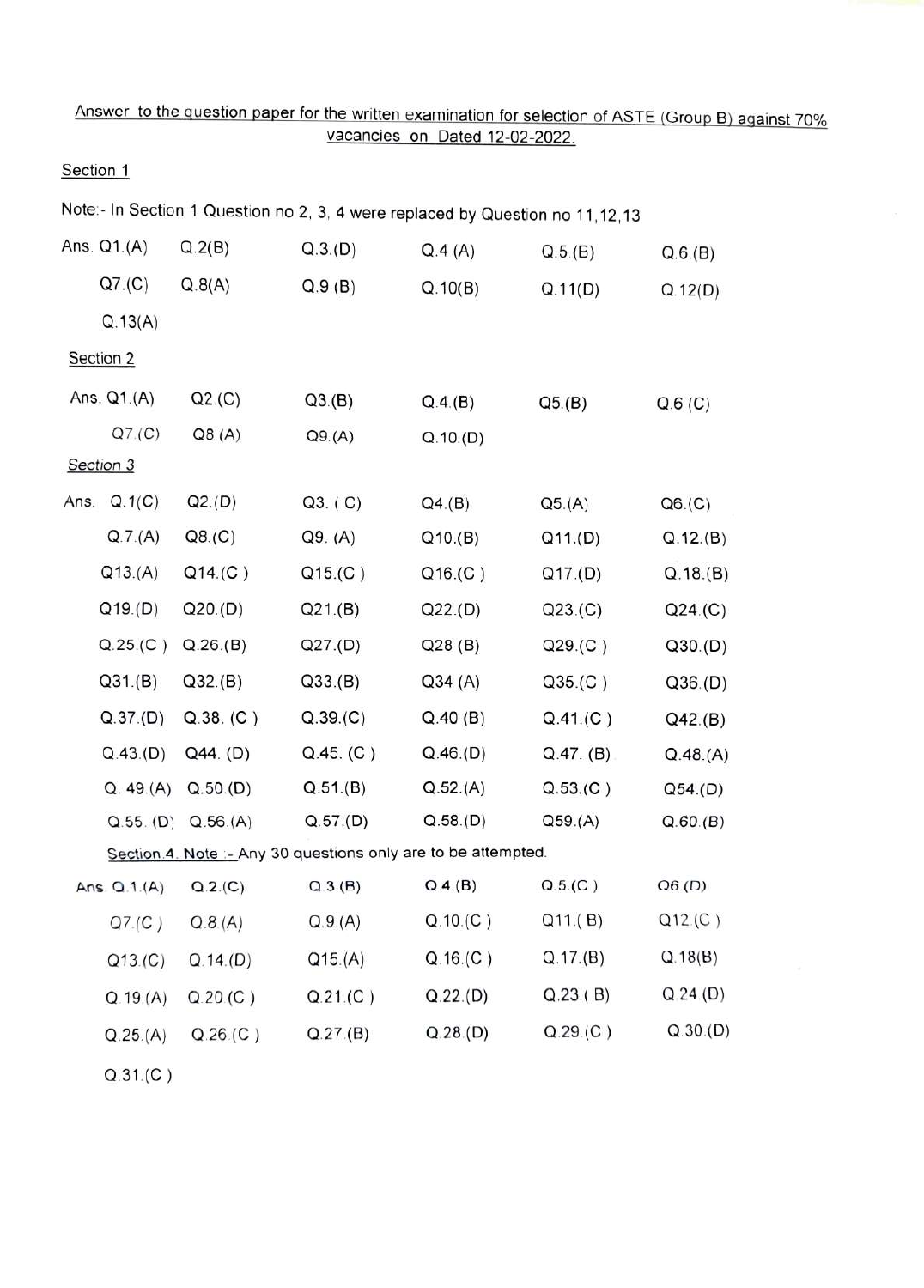Answer to the question paper for the written examination for selection of ASTE (Group B) against 70% vacancies on Dated 12-02-2022.

Section 1

Note:- In Section 1 Question no 2, 3, 4 were replaced by Question no 11,12,13

| | | | | | |
|---|---|---|---|---|---|
| Ans. Q1.(A) | Q.2(B) | Q.3.(D) | Q.4 (A) | Q.5 (B) | Q.6.(B) |
| Q7.(C) | Q.8(A) | Q.9 (B) | Q.10(B) | Q.11(D) | Q.12(D) |
| Q.13(A) | | | | | |

Section 2

| | | | | | |
|---|---|---|---|---|---|
| Ans. Q1.(A) | Q2.(C) | Q3.(B) | Q.4.(B) | Q5.(B) | Q.6 (C) |
| Q7.(C) | Q8.(A) | Q9.(A) | Q.10.(D) | | |

Section 3

| | | | | | |
|---|---|---|---|---|---|
| Ans. Q.1(C) | Q2.(D) | Q3. ( C) | Q4.(B) | Q5.(A) | Q6.(C) |
| Q.7.(A) | Q8.(C) | Q9. (A) | Q10.(B) | Q11.(D) | Q.12.(B) |
| Q13.(A) | Q14.(C ) | Q15.(C ) | Q16.(C ) | Q17.(D) | Q.18.(B) |
| Q19.(D) | Q20.(D) | Q21.(B) | Q22.(D) | Q23.(C) | Q24.(C) |
| Q.25.(C ) | Q.26.(B) | Q27.(D) | Q28 (B) | Q29.(C ) | Q30.(D) |
| Q31.(B) | Q32.(B) | Q33.(B) | Q34 (A) | Q35.(C ) | Q36.(D) |
| Q.37.(D) | Q.38. (C ) | Q.39.(C) | Q.40 (B) | Q.41.(C ) | Q42.(B) |
| Q.43.(D) | Q44. (D) | Q.45. (C ) | Q.46.(D) | Q.47. (B) | Q.48.(A) |
| Q. 49.(A) | Q.50.(D) | Q.51.(B) | Q.52.(A) | Q.53.(C ) | Q54.(D) |
| Q.55. (D) | Q.56.(A) | Q.57.(D) | Q.58.(D) | Q59.(A) | Q.60.(B) |

Section.4. Note :- Any 30 questions only are to be attempted.

| | | | | | |
|---|---|---|---|---|---|
| Ans Q.1.(A) | Q.2.(C) | Q.3.(B) | Q.4.(B) | Q.5.(C ) | Q6.(D) |
| Q7.(C ) | Q.8.(A) | Q.9.(A) | Q.10.(C ) | Q11.( B) | Q12.(C ) |
| Q13.(C) | Q.14.(D) | Q15.(A) | Q.16.(C ) | Q.17.(B) | Q.18(B) |
| Q.19.(A) | Q.20.(C ) | Q.21.(C ) | Q.22.(D) | Q.23.( B) | Q.24.(D) |
| Q.25.(A) | Q.26.(C ) | Q.27.(B) | Q.28.(D) | Q.29.(C ) | Q.30.(D) |
| Q.31.(C ) | | | | | |